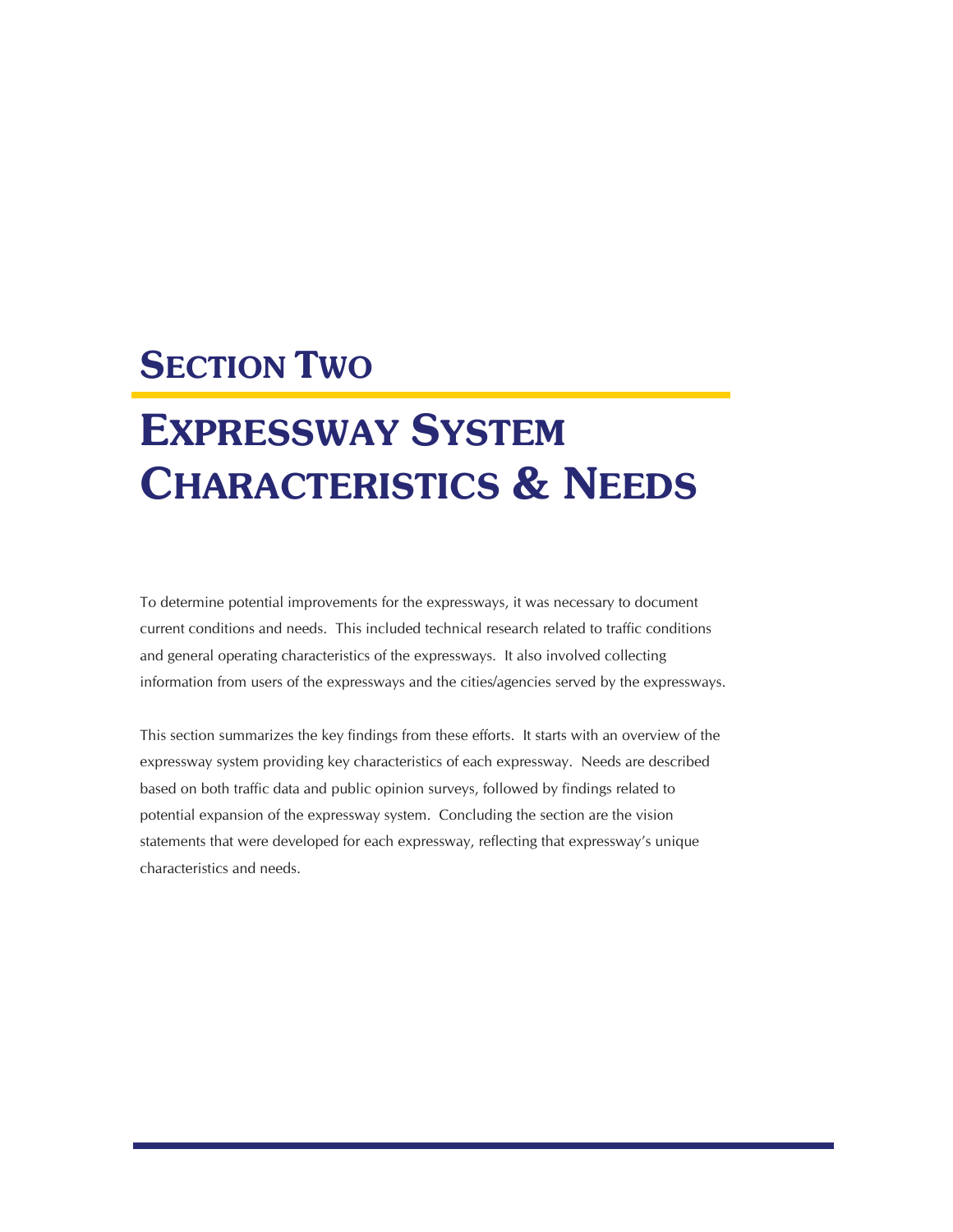# Section Two

# Expressway System Characteristics & Needs

To determine potential improvements for the expressways, it was necessary to document current conditions and needs. This included technical research related to traffic conditions and general operating characteristics of the expressways. It also involved collecting information from users of the expressways and the cities/agencies served by the expressways.

This section summarizes the key findings from these efforts. It starts with an overview of the expressway system providing key characteristics of each expressway. Needs are described based on both traffic data and public opinion surveys, followed by findings related to potential expansion of the expressway system. Concluding the section are the vision statements that were developed for each expressway, reflecting that expressway's unique characteristics and needs.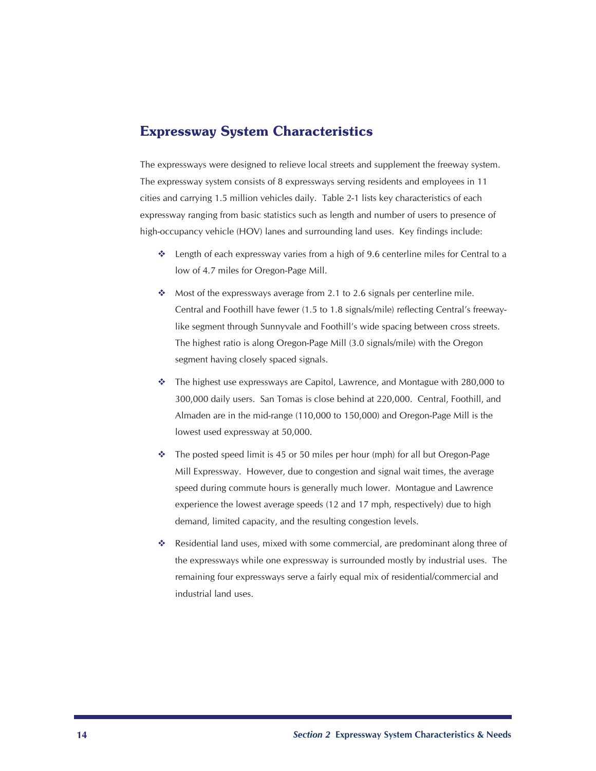## Expressway System Characteristics

The expressways were designed to relieve local streets and supplement the freeway system. The expressway system consists of 8 expressways serving residents and employees in 11 cities and carrying 1.5 million vehicles daily. Table 2-1 lists key characteristics of each expressway ranging from basic statistics such as length and number of users to presence of high-occupancy vehicle (HOV) lanes and surrounding land uses. Key findings include:

- Length of each expressway varies from a high of 9.6 centerline miles for Central to a low of 4.7 miles for Oregon-Page Mill.
- Most of the expressways average from 2.1 to 2.6 signals per centerline mile. Central and Foothill have fewer (1.5 to 1.8 signals/mile) reflecting Central's freeway-like segment through Sunnyvale and Foothill's wide spacing between cross streets. The highest ratio is along Oregon-Page Mill (3.0 signals/mile) with the Oregon segment having closely spaced signals.
- The highest use expressways are Capitol, Lawrence, and Montague with 280,000 to 300,000 daily users. San Tomas is close behind at 220,000. Central, Foothill, and Almaden are in the mid-range (110,000 to 150,000) and Oregon-Page Mill is the lowest used expressway at 50,000.
- The posted speed limit is 45 or 50 miles per hour (mph) for all but Oregon-Page Mill Expressway. However, due to congestion and signal wait times, the average speed during commute hours is generally much lower. Montague and Lawrence experience the lowest average speeds (12 and 17 mph, respectively) due to high demand, limited capacity, and the resulting congestion levels.
- Residential land uses, mixed with some commercial, are predominant along three of the expressways while one expressway is surrounded mostly by industrial uses. The remaining four expressways serve a fairly equal mix of residential/commercial and industrial land uses.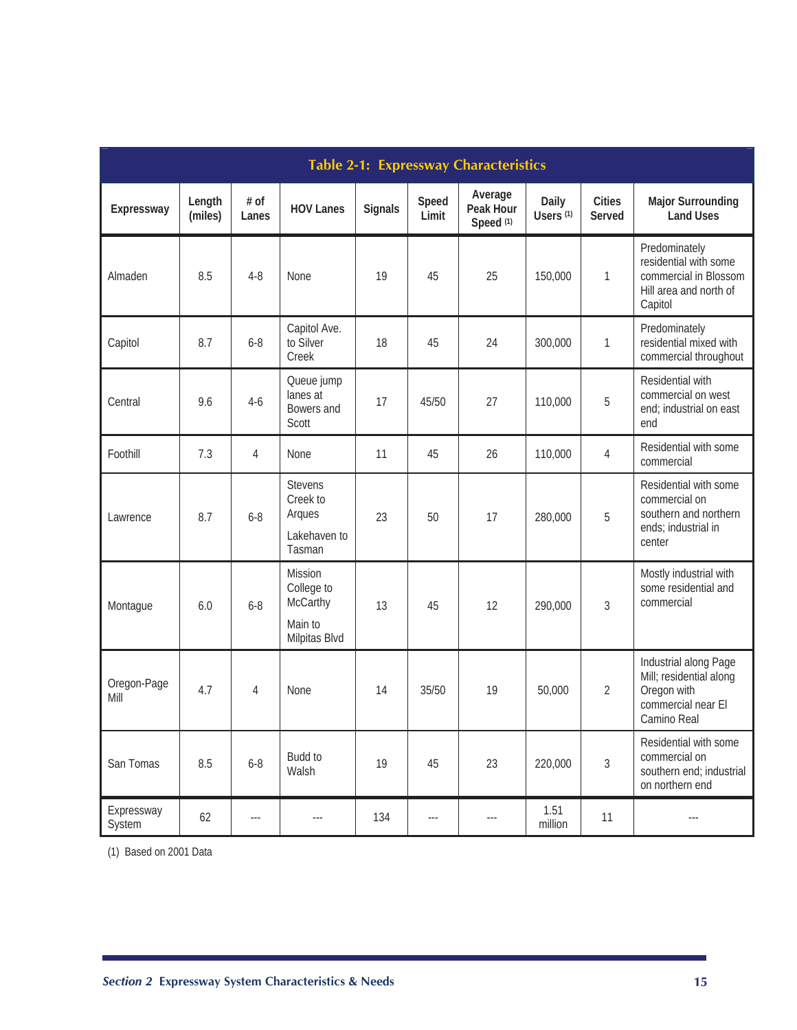**Table 2-1: Expressway Characteristics**

| Expressway | Length (miles) | # of Lanes | HOV Lanes | Signals | Speed Limit | Average Peak Hour Speed (1) | Daily Users (1) | Cities Served | Major Surrounding Land Uses |
|---|---|---|---|---|---|---|---|---|---|
| Almaden | 8.5 | 4-8 | None | 19 | 45 | 25 | 150,000 | 1 | Predominately residential with some commercial in Blossom Hill area and north of Capitol |
| Capitol | 8.7 | 6-8 | Capitol Ave. to Silver Creek | 18 | 45 | 24 | 300,000 | 1 | Predominately residential mixed with commercial throughout |
| Central | 9.6 | 4-6 | Queue jump lanes at Bowers and Scott | 17 | 45/50 | 27 | 110,000 | 5 | Residential with commercial on west end; industrial on east end |
| Foothill | 7.3 | 4 | None | 11 | 45 | 26 | 110,000 | 4 | Residential with some commercial |
| Lawrence | 8.7 | 6-8 | Stevens Creek to Arques<br>Lakehaven to Tasman | 23 | 50 | 17 | 280,000 | 5 | Residential with some commercial on southern and northern ends; industrial in center |
| Montague | 6.0 | 6-8 | Mission College to McCarthy<br>Main to Milpitas Blvd | 13 | 45 | 12 | 290,000 | 3 | Mostly industrial with some residential and commercial |
| Oregon-Page Mill | 4.7 | 4 | None | 14 | 35/50 | 19 | 50,000 | 2 | Industrial along Page Mill; residential along Oregon with commercial near El Camino Real |
| San Tomas | 8.5 | 6-8 | Budd to Walsh | 19 | 45 | 23 | 220,000 | 3 | Residential with some commercial on southern end; industrial on northern end |
| Expressway System | 62 | --- | --- | 134 | --- | --- | 1.51 million | 11 | --- |

(1) Based on 2001 Data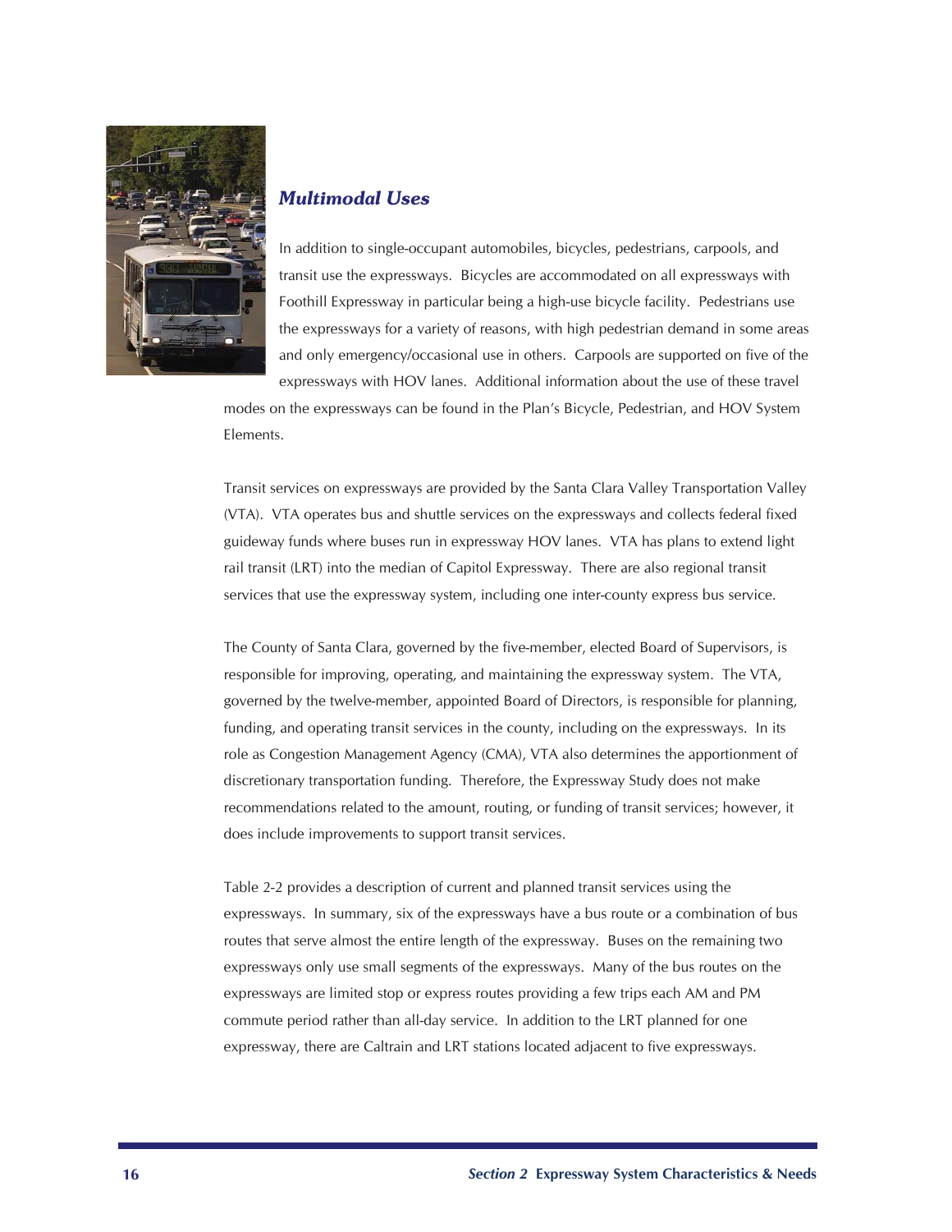### *Multimodal Uses*

In addition to single-occupant automobiles, bicycles, pedestrians, carpools, and transit use the expressways. Bicycles are accommodated on all expressways with Foothill Expressway in particular being a high-use bicycle facility. Pedestrians use the expressways for a variety of reasons, with high pedestrian demand in some areas and only emergency/occasional use in others. Carpools are supported on five of the expressways with HOV lanes. Additional information about the use of these travel modes on the expressways can be found in the Plan's Bicycle, Pedestrian, and HOV System Elements.

Transit services on expressways are provided by the Santa Clara Valley Transportation Valley (VTA). VTA operates bus and shuttle services on the expressways and collects federal fixed guideway funds where buses run in expressway HOV lanes. VTA has plans to extend light rail transit (LRT) into the median of Capitol Expressway. There are also regional transit services that use the expressway system, including one inter-county express bus service.

The County of Santa Clara, governed by the five-member, elected Board of Supervisors, is responsible for improving, operating, and maintaining the expressway system. The VTA, governed by the twelve-member, appointed Board of Directors, is responsible for planning, funding, and operating transit services in the county, including on the expressways. In its role as Congestion Management Agency (CMA), VTA also determines the apportionment of discretionary transportation funding. Therefore, the Expressway Study does not make recommendations related to the amount, routing, or funding of transit services; however, it does include improvements to support transit services.

Table 2-2 provides a description of current and planned transit services using the expressways. In summary, six of the expressways have a bus route or a combination of bus routes that serve almost the entire length of the expressway. Buses on the remaining two expressways only use small segments of the expressways. Many of the bus routes on the expressways are limited stop or express routes providing a few trips each AM and PM commute period rather than all-day service. In addition to the LRT planned for one expressway, there are Caltrain and LRT stations located adjacent to five expressways.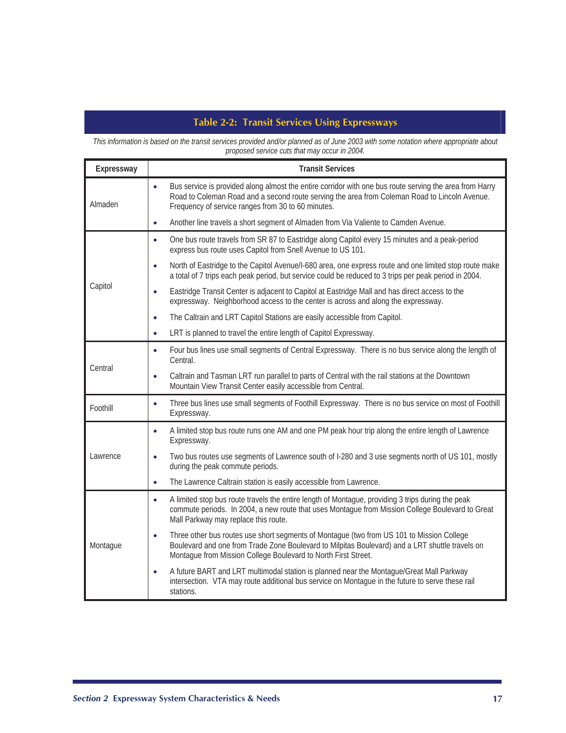## Table 2-2: Transit Services Using Expressways

*This information is based on the transit services provided and/or planned as of June 2003 with some notation where appropriate about proposed service cuts that may occur in 2004.*

| Expressway | Transit Services |
|---|---|
| Almaden | • Bus service is provided along almost the entire corridor with one bus route serving the area from Harry Road to Coleman Road and a second route serving the area from Coleman Road to Lincoln Avenue. Frequency of service ranges from 30 to 60 minutes.<br>• Another line travels a short segment of Almaden from Via Valiente to Camden Avenue. |
| Capitol | • One bus route travels from SR 87 to Eastridge along Capitol every 15 minutes and a peak-period express bus route uses Capitol from Snell Avenue to US 101.<br>• North of Eastridge to the Capitol Avenue/I-680 area, one express route and one limited stop route make a total of 7 trips each peak period, but service could be reduced to 3 trips per peak period in 2004.<br>• Eastridge Transit Center is adjacent to Capitol at Eastridge Mall and has direct access to the expressway. Neighborhood access to the center is across and along the expressway.<br>• The Caltrain and LRT Capitol Stations are easily accessible from Capitol.<br>• LRT is planned to travel the entire length of Capitol Expressway. |
| Central | • Four bus lines use small segments of Central Expressway. There is no bus service along the length of Central.<br>• Caltrain and Tasman LRT run parallel to parts of Central with the rail stations at the Downtown Mountain View Transit Center easily accessible from Central. |
| Foothill | • Three bus lines use small segments of Foothill Expressway. There is no bus service on most of Foothill Expressway. |
| Lawrence | • A limited stop bus route runs one AM and one PM peak hour trip along the entire length of Lawrence Expressway.<br>• Two bus routes use segments of Lawrence south of I-280 and 3 use segments north of US 101, mostly during the peak commute periods.<br>• The Lawrence Caltrain station is easily accessible from Lawrence. |
| Montague | • A limited stop bus route travels the entire length of Montague, providing 3 trips during the peak commute periods. In 2004, a new route that uses Montague from Mission College Boulevard to Great Mall Parkway may replace this route.<br>• Three other bus routes use short segments of Montague (two from US 101 to Mission College Boulevard and one from Trade Zone Boulevard to Milpitas Boulevard) and a LRT shuttle travels on Montague from Mission College Boulevard to North First Street.<br>• A future BART and LRT multimodal station is planned near the Montague/Great Mall Parkway intersection. VTA may route additional bus service on Montague in the future to serve these rail stations. |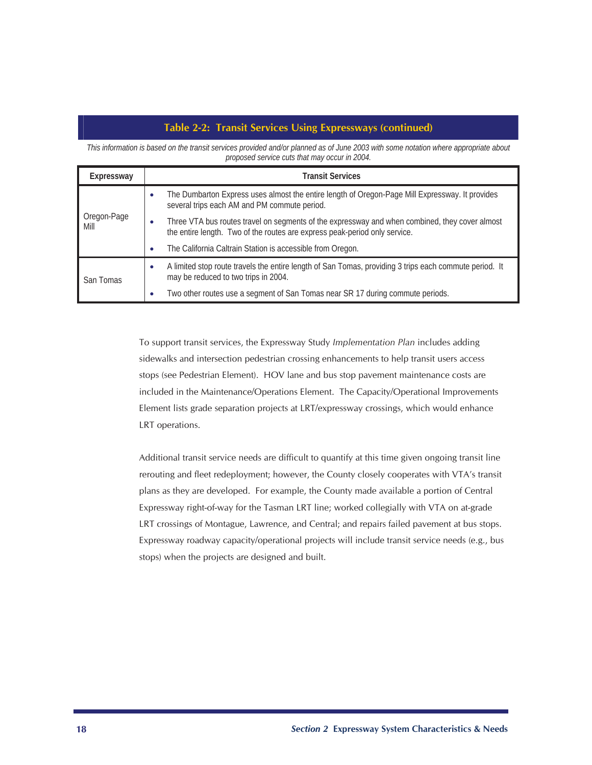**Table 2-2: Transit Services Using Expressways (continued)**

*This information is based on the transit services provided and/or planned as of June 2003 with some notation where appropriate about proposed service cuts that may occur in 2004.*

| Expressway | Transit Services |
|---|---|
| Oregon-Page Mill | • The Dumbarton Express uses almost the entire length of Oregon-Page Mill Expressway. It provides several trips each AM and PM commute period.<br>• Three VTA bus routes travel on segments of the expressway and when combined, they cover almost the entire length. Two of the routes are express peak-period only service.<br>• The California Caltrain Station is accessible from Oregon. |
| San Tomas | • A limited stop route travels the entire length of San Tomas, providing 3 trips each commute period. It may be reduced to two trips in 2004.<br>• Two other routes use a segment of San Tomas near SR 17 during commute periods. |

To support transit services, the Expressway Study *Implementation Plan* includes adding sidewalks and intersection pedestrian crossing enhancements to help transit users access stops (see Pedestrian Element). HOV lane and bus stop pavement maintenance costs are included in the Maintenance/Operations Element. The Capacity/Operational Improvements Element lists grade separation projects at LRT/expressway crossings, which would enhance LRT operations.

Additional transit service needs are difficult to quantify at this time given ongoing transit line rerouting and fleet redeployment; however, the County closely cooperates with VTA's transit plans as they are developed. For example, the County made available a portion of Central Expressway right-of-way for the Tasman LRT line; worked collegially with VTA on at-grade LRT crossings of Montague, Lawrence, and Central; and repairs failed pavement at bus stops. Expressway roadway capacity/operational projects will include transit service needs (e.g., bus stops) when the projects are designed and built.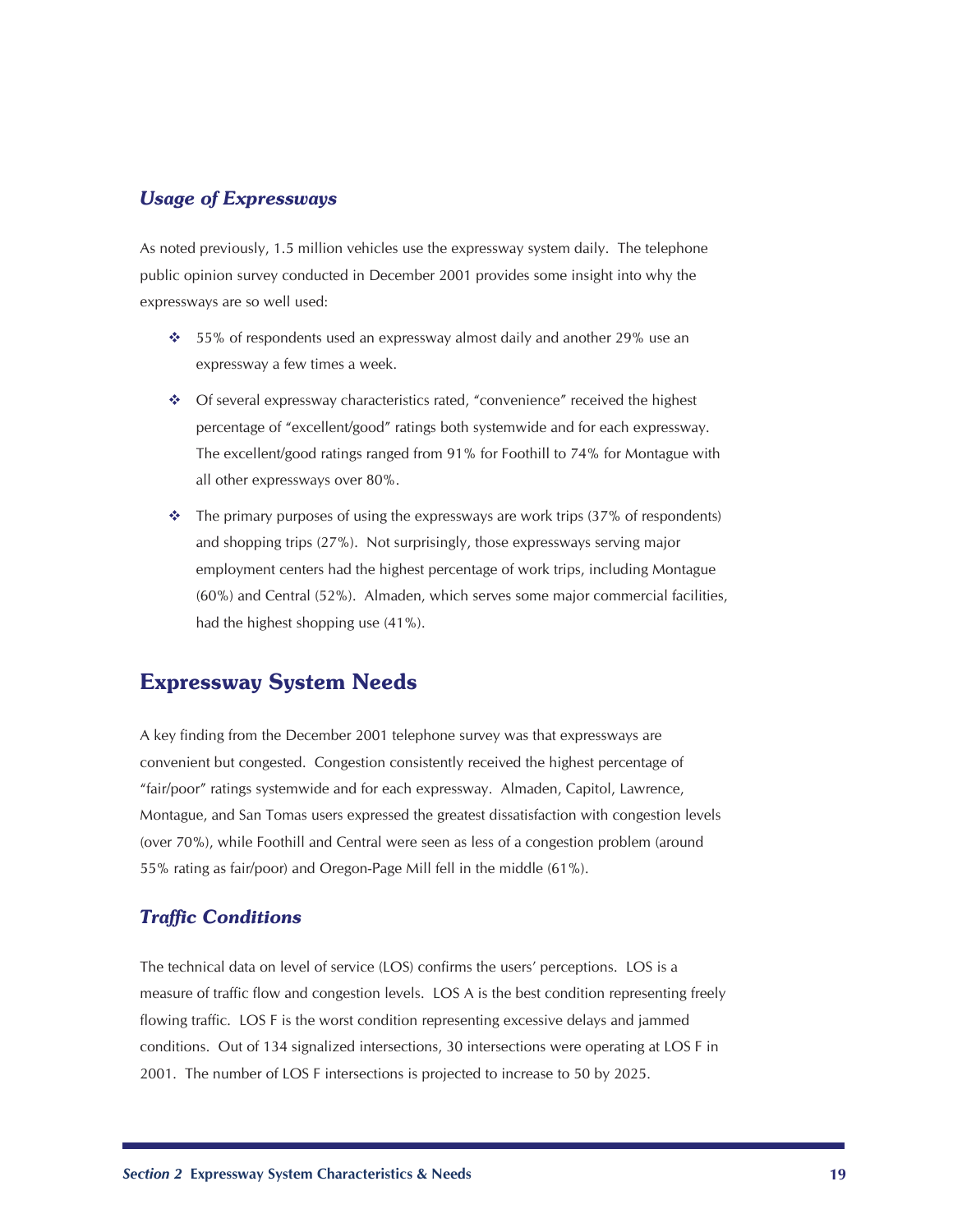### *Usage of Expressways*

As noted previously, 1.5 million vehicles use the expressway system daily. The telephone public opinion survey conducted in December 2001 provides some insight into why the expressways are so well used:

- 55% of respondents used an expressway almost daily and another 29% use an expressway a few times a week.
- Of several expressway characteristics rated, "convenience" received the highest percentage of "excellent/good" ratings both systemwide and for each expressway. The excellent/good ratings ranged from 91% for Foothill to 74% for Montague with all other expressways over 80%.
- The primary purposes of using the expressways are work trips (37% of respondents) and shopping trips (27%). Not surprisingly, those expressways serving major employment centers had the highest percentage of work trips, including Montague (60%) and Central (52%). Almaden, which serves some major commercial facilities, had the highest shopping use (41%).

## Expressway System Needs

A key finding from the December 2001 telephone survey was that expressways are convenient but congested. Congestion consistently received the highest percentage of "fair/poor" ratings systemwide and for each expressway. Almaden, Capitol, Lawrence, Montague, and San Tomas users expressed the greatest dissatisfaction with congestion levels (over 70%), while Foothill and Central were seen as less of a congestion problem (around 55% rating as fair/poor) and Oregon-Page Mill fell in the middle (61%).

### *Traffic Conditions*

The technical data on level of service (LOS) confirms the users' perceptions. LOS is a measure of traffic flow and congestion levels. LOS A is the best condition representing freely flowing traffic. LOS F is the worst condition representing excessive delays and jammed conditions. Out of 134 signalized intersections, 30 intersections were operating at LOS F in 2001. The number of LOS F intersections is projected to increase to 50 by 2025.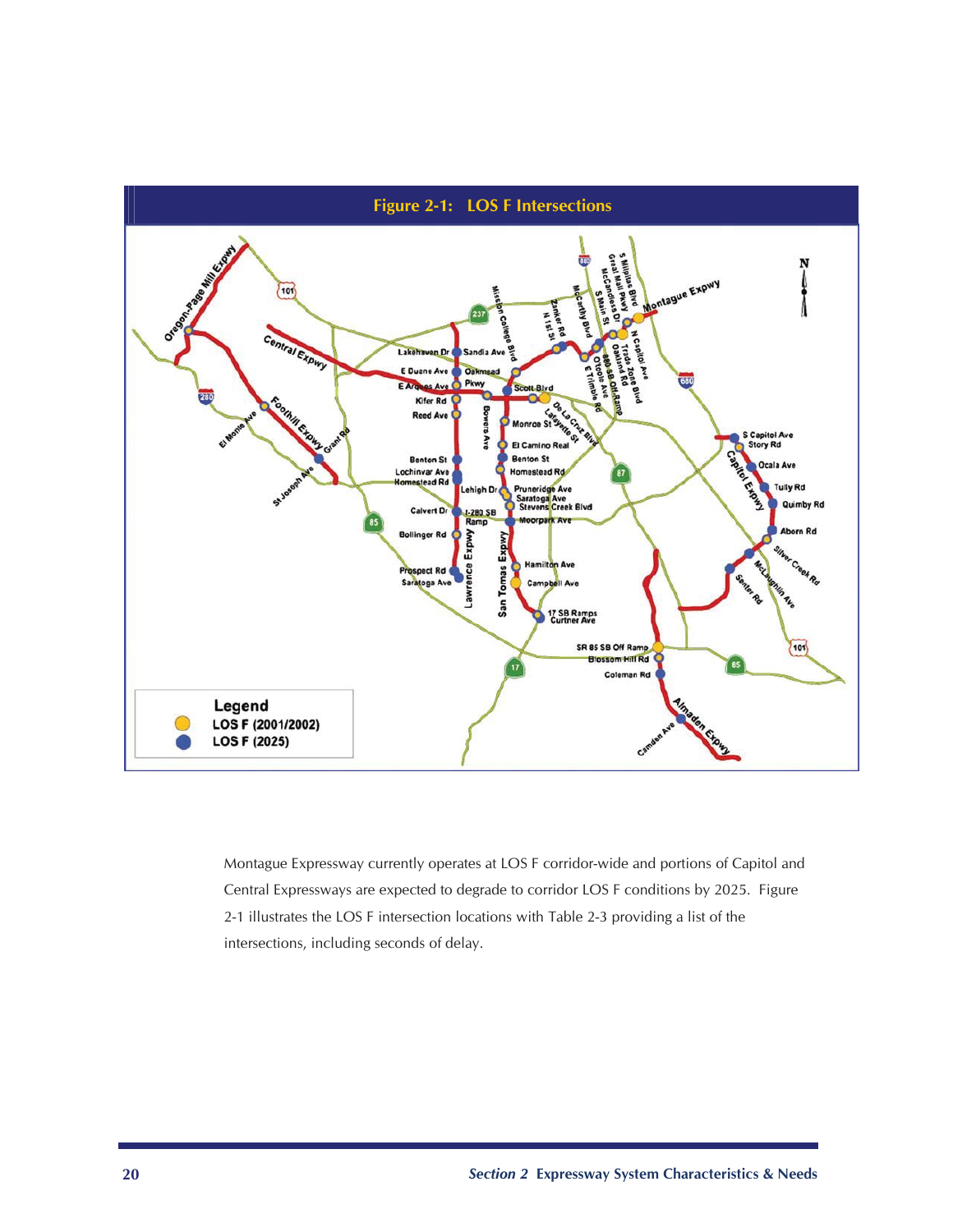**Figure 2-1: LOS F Intersections**

Montague Expressway currently operates at LOS F corridor-wide and portions of Capitol and Central Expressways are expected to degrade to corridor LOS F conditions by 2025. Figure 2-1 illustrates the LOS F intersection locations with Table 2-3 providing a list of the intersections, including seconds of delay.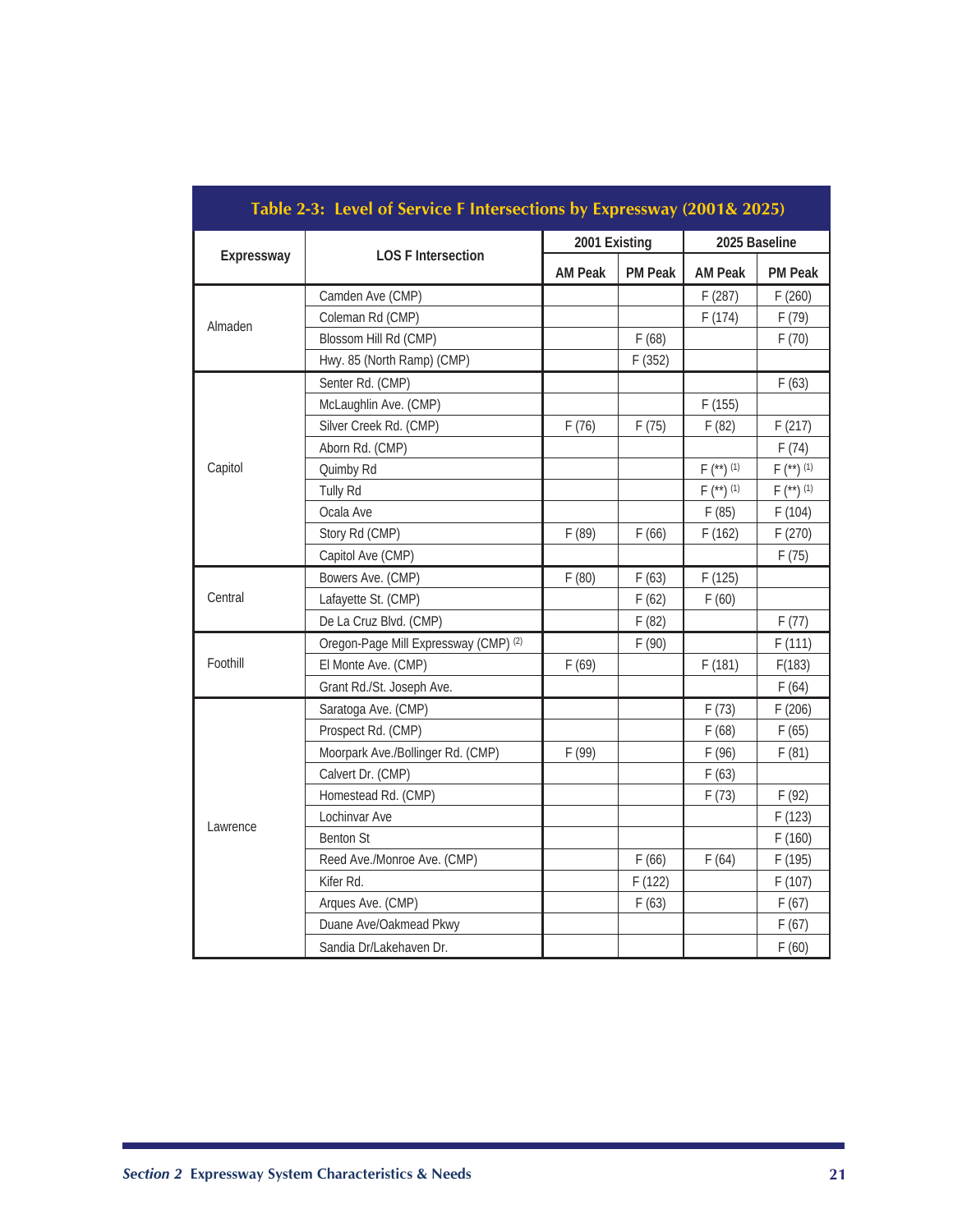## Table 2-3: Level of Service F Intersections by Expressway (2001& 2025)

| Expressway | LOS F Intersection | 2001 Existing | | 2025 Baseline | |
|---|---|---|---|---|---|
| | | AM Peak | PM Peak | AM Peak | PM Peak |
| Almaden | Camden Ave (CMP) | | | F (287) | F (260) |
| | Coleman Rd (CMP) | | | F (174) | F (79) |
| | Blossom Hill Rd (CMP) | | F (68) | | F (70) |
| | Hwy. 85 (North Ramp) (CMP) | | F (352) | | |
| Capitol | Senter Rd. (CMP) | | | | F (63) |
| | McLaughlin Ave. (CMP) | | | F (155) | |
| | Silver Creek Rd. (CMP) | F (76) | F (75) | F (82) | F (217) |
| | Aborn Rd. (CMP) | | | | F (74) |
| | Quimby Rd | | | F (**) (1) | F (**) (1) |
| | Tully Rd | | | F (**) (1) | F (**) (1) |
| | Ocala Ave | | | F (85) | F (104) |
| | Story Rd (CMP) | F (89) | F (66) | F (162) | F (270) |
| | Capitol Ave (CMP) | | | | F (75) |
| Central | Bowers Ave. (CMP) | F (80) | F (63) | F (125) | |
| | Lafayette St. (CMP) | | F (62) | F (60) | |
| | De La Cruz Blvd. (CMP) | | F (82) | | F (77) |
| Foothill | Oregon-Page Mill Expressway (CMP) (2) | | F (90) | | F (111) |
| | El Monte Ave. (CMP) | F (69) | | F (181) | F(183) |
| | Grant Rd./St. Joseph Ave. | | | | F (64) |
| Lawrence | Saratoga Ave. (CMP) | | | F (73) | F (206) |
| | Prospect Rd. (CMP) | | | F (68) | F (65) |
| | Moorpark Ave./Bollinger Rd. (CMP) | F (99) | | F (96) | F (81) |
| | Calvert Dr. (CMP) | | | F (63) | |
| | Homestead Rd. (CMP) | | | F (73) | F (92) |
| | Lochinvar Ave | | | | F (123) |
| | Benton St | | | | F (160) |
| | Reed Ave./Monroe Ave. (CMP) | | F (66) | F (64) | F (195) |
| | Kifer Rd. | | F (122) | | F (107) |
| | Arques Ave. (CMP) | | F (63) | | F (67) |
| | Duane Ave/Oakmead Pkwy | | | | F (67) |
| | Sandia Dr/Lakehaven Dr. | | | | F (60) |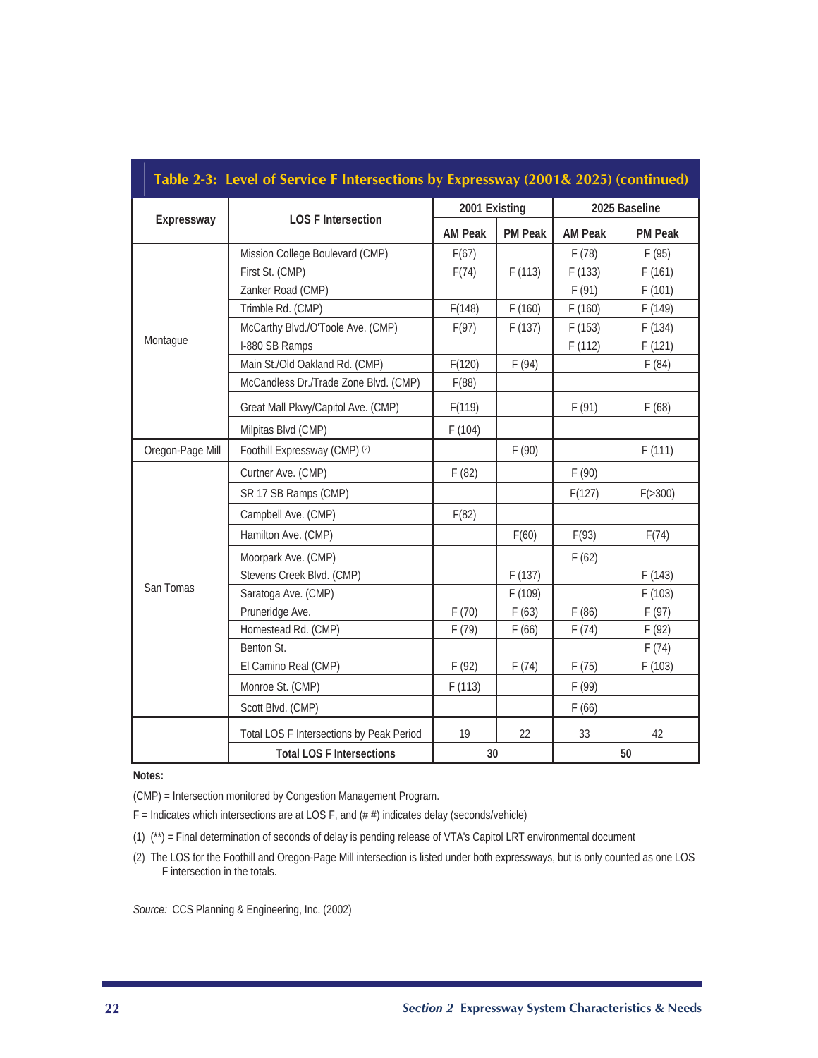## Table 2-3: Level of Service F Intersections by Expressway (2001& 2025) (continued)

| Expressway | LOS F Intersection | 2001 Existing | | 2025 Baseline | |
|---|---|---|---|---|---|
| | | AM Peak | PM Peak | AM Peak | PM Peak |
| Montague | Mission College Boulevard (CMP) | F(67) | | F (78) | F (95) |
| | First St. (CMP) | F(74) | F (113) | F (133) | F (161) |
| | Zanker Road (CMP) | | | F (91) | F (101) |
| | Trimble Rd. (CMP) | F(148) | F (160) | F (160) | F (149) |
| | McCarthy Blvd./O'Toole Ave. (CMP) | F(97) | F (137) | F (153) | F (134) |
| | I-880 SB Ramps | | | F (112) | F (121) |
| | Main St./Old Oakland Rd. (CMP) | F(120) | F (94) | | F (84) |
| | McCandless Dr./Trade Zone Blvd. (CMP) | F(88) | | | |
| | Great Mall Pkwy/Capitol Ave. (CMP) | F(119) | | F (91) | F (68) |
| | Milpitas Blvd (CMP) | F (104) | | | |
| Oregon-Page Mill | Foothill Expressway (CMP) (2) | | F (90) | | F (111) |
| San Tomas | Curtner Ave. (CMP) | F (82) | | F (90) | |
| | SR 17 SB Ramps (CMP) | | | F(127) | F(>300) |
| | Campbell Ave. (CMP) | F(82) | | | |
| | Hamilton Ave. (CMP) | | F(60) | F(93) | F(74) |
| | Moorpark Ave. (CMP) | | | F (62) | |
| | Stevens Creek Blvd. (CMP) | | F (137) | | F (143) |
| | Saratoga Ave. (CMP) | | F (109) | | F (103) |
| | Pruneridge Ave. | F (70) | F (63) | F (86) | F (97) |
| | Homestead Rd. (CMP) | F (79) | F (66) | F (74) | F (92) |
| | Benton St. | | | | F (74) |
| | El Camino Real (CMP) | F (92) | F (74) | F (75) | F (103) |
| | Monroe St. (CMP) | F (113) | | F (99) | |
| | Scott Blvd. (CMP) | | | F (66) | |
| | Total LOS F Intersections by Peak Period | 19 | 22 | 33 | 42 |
| | **Total LOS F Intersections** | **30** | | **50** | |

**Notes:**

(CMP) = Intersection monitored by Congestion Management Program.

F = Indicates which intersections are at LOS F, and (# #) indicates delay (seconds/vehicle)

(1) (**) = Final determination of seconds of delay is pending release of VTA's Capitol LRT environmental document

(2) The LOS for the Foothill and Oregon-Page Mill intersection is listed under both expressways, but is only counted as one LOS F intersection in the totals.

*Source:* CCS Planning & Engineering, Inc. (2002)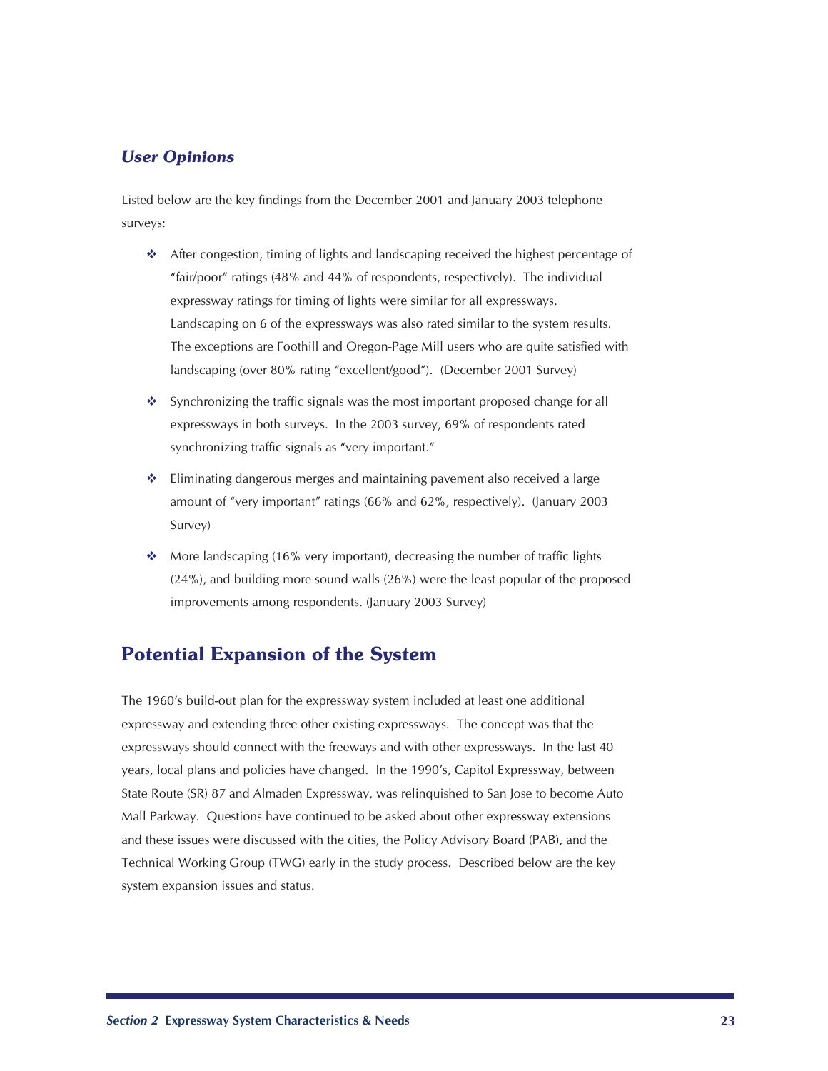### *User Opinions*

Listed below are the key findings from the December 2001 and January 2003 telephone surveys:

- After congestion, timing of lights and landscaping received the highest percentage of "fair/poor" ratings (48% and 44% of respondents, respectively). The individual expressway ratings for timing of lights were similar for all expressways. Landscaping on 6 of the expressways was also rated similar to the system results. The exceptions are Foothill and Oregon-Page Mill users who are quite satisfied with landscaping (over 80% rating "excellent/good"). (December 2001 Survey)
- Synchronizing the traffic signals was the most important proposed change for all expressways in both surveys. In the 2003 survey, 69% of respondents rated synchronizing traffic signals as "very important."
- Eliminating dangerous merges and maintaining pavement also received a large amount of "very important" ratings (66% and 62%, respectively). (January 2003 Survey)
- More landscaping (16% very important), decreasing the number of traffic lights (24%), and building more sound walls (26%) were the least popular of the proposed improvements among respondents. (January 2003 Survey)

## Potential Expansion of the System

The 1960's build-out plan for the expressway system included at least one additional expressway and extending three other existing expressways. The concept was that the expressways should connect with the freeways and with other expressways. In the last 40 years, local plans and policies have changed. In the 1990's, Capitol Expressway, between State Route (SR) 87 and Almaden Expressway, was relinquished to San Jose to become Auto Mall Parkway. Questions have continued to be asked about other expressway extensions and these issues were discussed with the cities, the Policy Advisory Board (PAB), and the Technical Working Group (TWG) early in the study process. Described below are the key system expansion issues and status.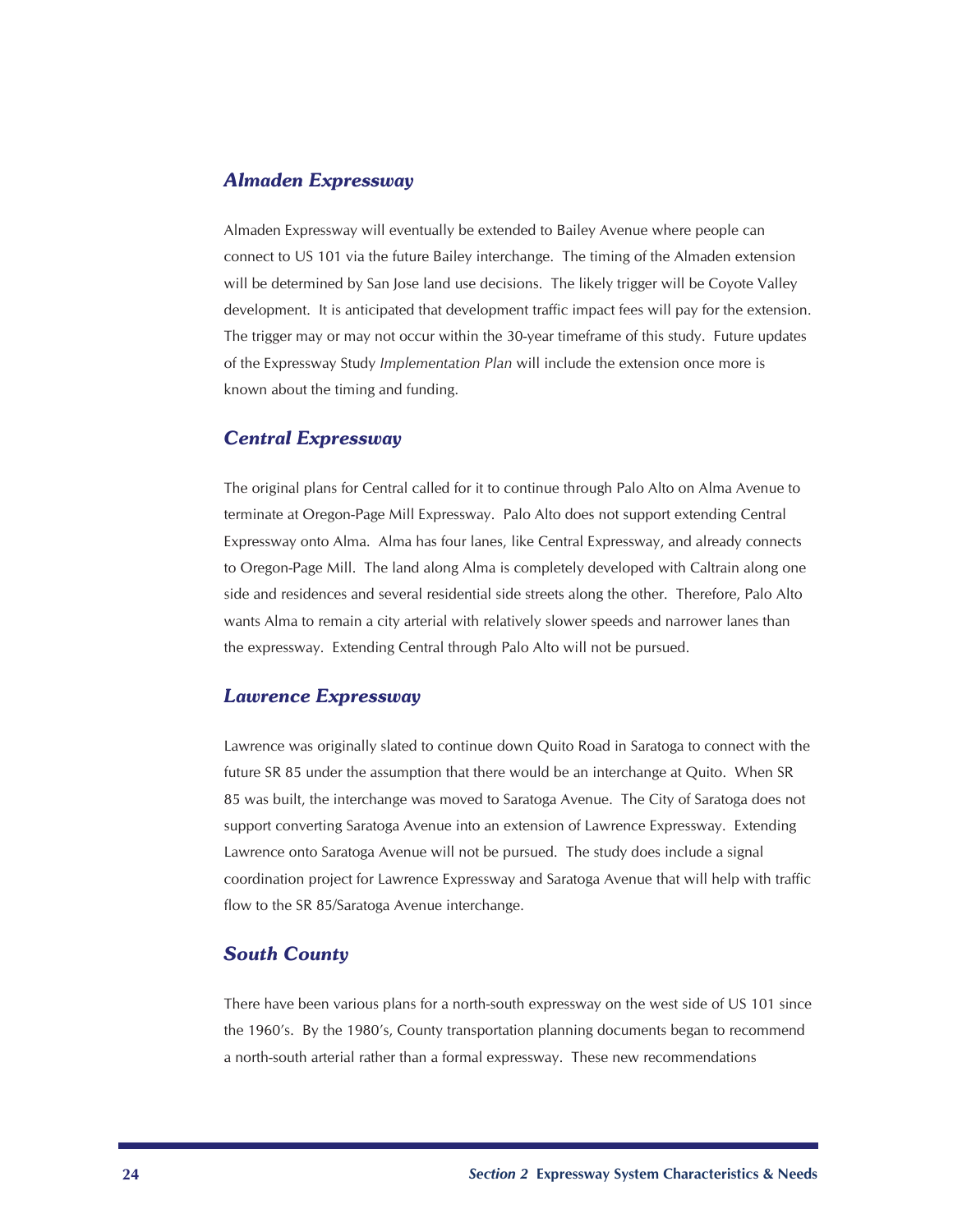### *Almaden Expressway*

Almaden Expressway will eventually be extended to Bailey Avenue where people can connect to US 101 via the future Bailey interchange. The timing of the Almaden extension will be determined by San Jose land use decisions. The likely trigger will be Coyote Valley development. It is anticipated that development traffic impact fees will pay for the extension. The trigger may or may not occur within the 30-year timeframe of this study. Future updates of the Expressway Study *Implementation Plan* will include the extension once more is known about the timing and funding.

### *Central Expressway*

The original plans for Central called for it to continue through Palo Alto on Alma Avenue to terminate at Oregon-Page Mill Expressway. Palo Alto does not support extending Central Expressway onto Alma. Alma has four lanes, like Central Expressway, and already connects to Oregon-Page Mill. The land along Alma is completely developed with Caltrain along one side and residences and several residential side streets along the other. Therefore, Palo Alto wants Alma to remain a city arterial with relatively slower speeds and narrower lanes than the expressway. Extending Central through Palo Alto will not be pursued.

### *Lawrence Expressway*

Lawrence was originally slated to continue down Quito Road in Saratoga to connect with the future SR 85 under the assumption that there would be an interchange at Quito. When SR 85 was built, the interchange was moved to Saratoga Avenue. The City of Saratoga does not support converting Saratoga Avenue into an extension of Lawrence Expressway. Extending Lawrence onto Saratoga Avenue will not be pursued. The study does include a signal coordination project for Lawrence Expressway and Saratoga Avenue that will help with traffic flow to the SR 85/Saratoga Avenue interchange.

### *South County*

There have been various plans for a north-south expressway on the west side of US 101 since the 1960's. By the 1980's, County transportation planning documents began to recommend a north-south arterial rather than a formal expressway. These new recommendations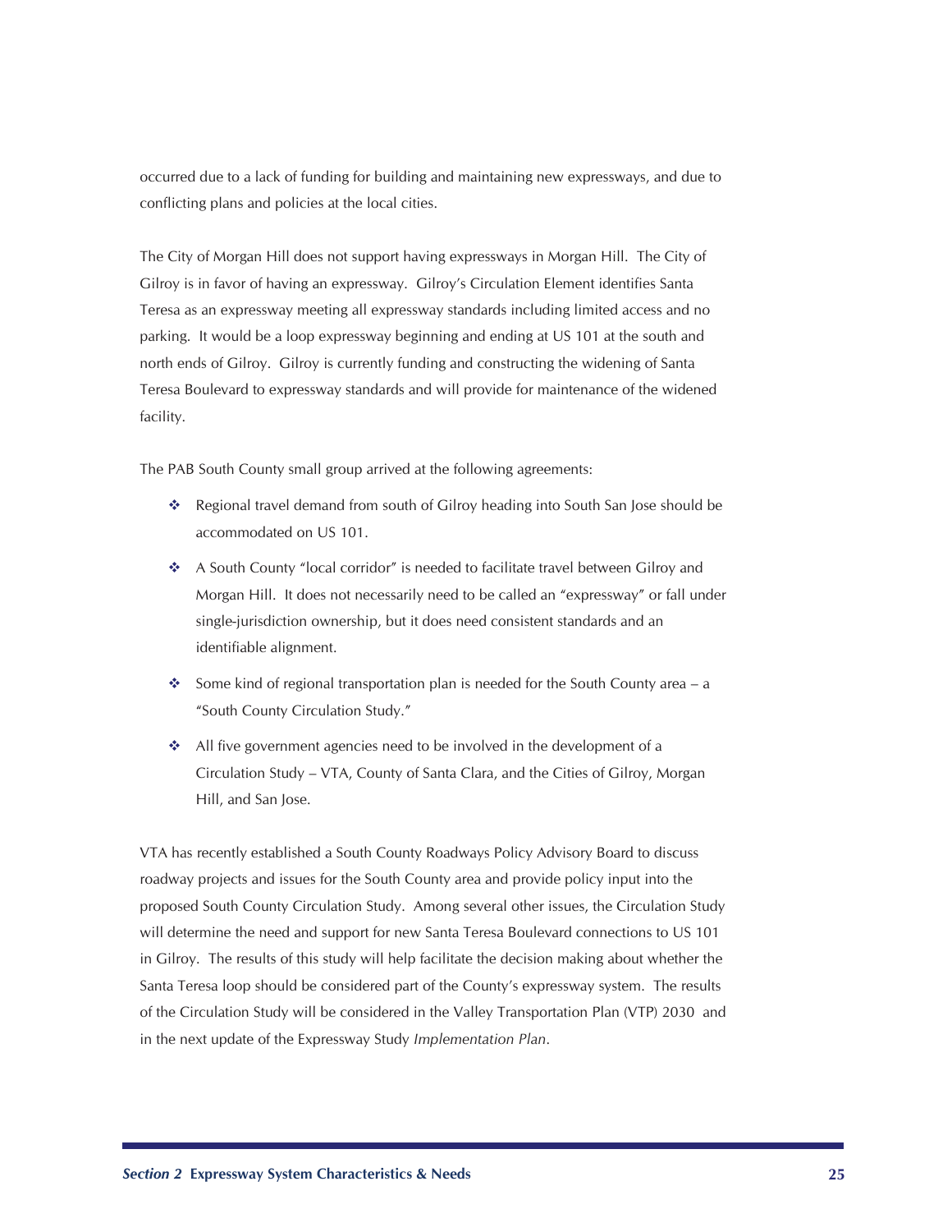occurred due to a lack of funding for building and maintaining new expressways, and due to conflicting plans and policies at the local cities.

The City of Morgan Hill does not support having expressways in Morgan Hill. The City of Gilroy is in favor of having an expressway. Gilroy's Circulation Element identifies Santa Teresa as an expressway meeting all expressway standards including limited access and no parking. It would be a loop expressway beginning and ending at US 101 at the south and north ends of Gilroy. Gilroy is currently funding and constructing the widening of Santa Teresa Boulevard to expressway standards and will provide for maintenance of the widened facility.

The PAB South County small group arrived at the following agreements:

- Regional travel demand from south of Gilroy heading into South San Jose should be accommodated on US 101.
- A South County "local corridor" is needed to facilitate travel between Gilroy and Morgan Hill. It does not necessarily need to be called an "expressway" or fall under single-jurisdiction ownership, but it does need consistent standards and an identifiable alignment.
- Some kind of regional transportation plan is needed for the South County area – a "South County Circulation Study."
- All five government agencies need to be involved in the development of a Circulation Study – VTA, County of Santa Clara, and the Cities of Gilroy, Morgan Hill, and San Jose.

VTA has recently established a South County Roadways Policy Advisory Board to discuss roadway projects and issues for the South County area and provide policy input into the proposed South County Circulation Study. Among several other issues, the Circulation Study will determine the need and support for new Santa Teresa Boulevard connections to US 101 in Gilroy. The results of this study will help facilitate the decision making about whether the Santa Teresa loop should be considered part of the County's expressway system. The results of the Circulation Study will be considered in the Valley Transportation Plan (VTP) 2030 and in the next update of the Expressway Study *Implementation Plan*.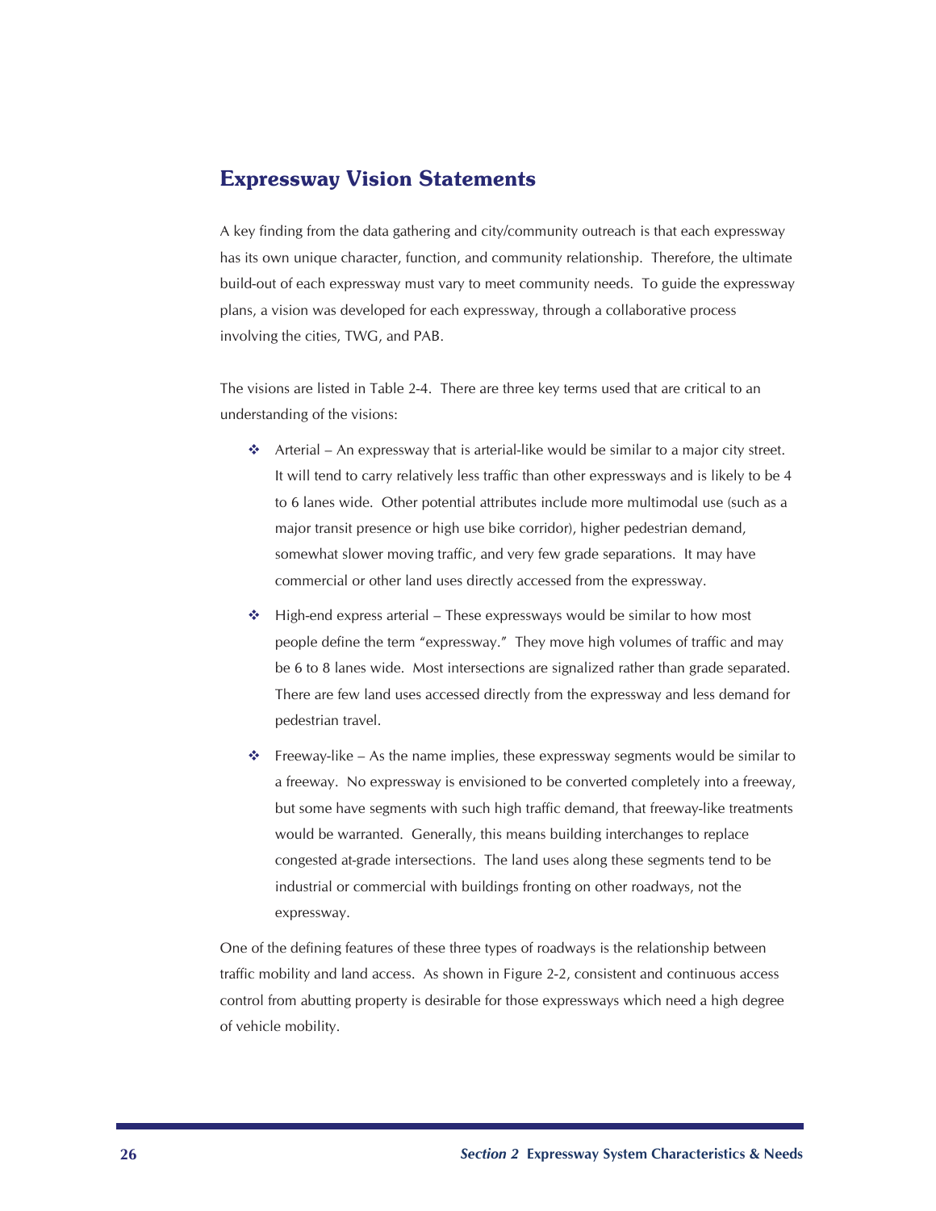## Expressway Vision Statements

A key finding from the data gathering and city/community outreach is that each expressway has its own unique character, function, and community relationship. Therefore, the ultimate build-out of each expressway must vary to meet community needs. To guide the expressway plans, a vision was developed for each expressway, through a collaborative process involving the cities, TWG, and PAB.

The visions are listed in Table 2-4. There are three key terms used that are critical to an understanding of the visions:

- Arterial – An expressway that is arterial-like would be similar to a major city street. It will tend to carry relatively less traffic than other expressways and is likely to be 4 to 6 lanes wide. Other potential attributes include more multimodal use (such as a major transit presence or high use bike corridor), higher pedestrian demand, somewhat slower moving traffic, and very few grade separations. It may have commercial or other land uses directly accessed from the expressway.
- High-end express arterial – These expressways would be similar to how most people define the term "expressway." They move high volumes of traffic and may be 6 to 8 lanes wide. Most intersections are signalized rather than grade separated. There are few land uses accessed directly from the expressway and less demand for pedestrian travel.
- Freeway-like – As the name implies, these expressway segments would be similar to a freeway. No expressway is envisioned to be converted completely into a freeway, but some have segments with such high traffic demand, that freeway-like treatments would be warranted. Generally, this means building interchanges to replace congested at-grade intersections. The land uses along these segments tend to be industrial or commercial with buildings fronting on other roadways, not the expressway.

One of the defining features of these three types of roadways is the relationship between traffic mobility and land access. As shown in Figure 2-2, consistent and continuous access control from abutting property is desirable for those expressways which need a high degree of vehicle mobility.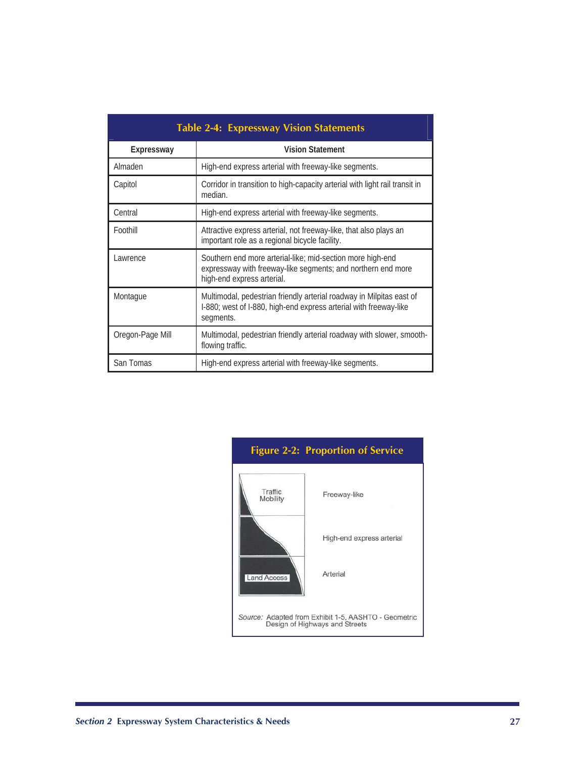**Table 2-4: Expressway Vision Statements**

| Expressway | Vision Statement |
|---|---|
| Almaden | High-end express arterial with freeway-like segments. |
| Capitol | Corridor in transition to high-capacity arterial with light rail transit in median. |
| Central | High-end express arterial with freeway-like segments. |
| Foothill | Attractive express arterial, not freeway-like, that also plays an important role as a regional bicycle facility. |
| Lawrence | Southern end more arterial-like; mid-section more high-end expressway with freeway-like segments; and northern end more high-end express arterial. |
| Montague | Multimodal, pedestrian friendly arterial roadway in Milpitas east of I-880; west of I-880, high-end express arterial with freeway-like segments. |
| Oregon-Page Mill | Multimodal, pedestrian friendly arterial roadway with slower, smooth-flowing traffic. |
| San Tomas | High-end express arterial with freeway-like segments. |

**Figure 2-2: Proportion of Service**

Traffic Mobility

Land Access

Freeway-like

High-end express arterial

Arterial

*Source:* Adapted from Exhibit 1-5, AASHTO - Geometric Design of Highways and Streets